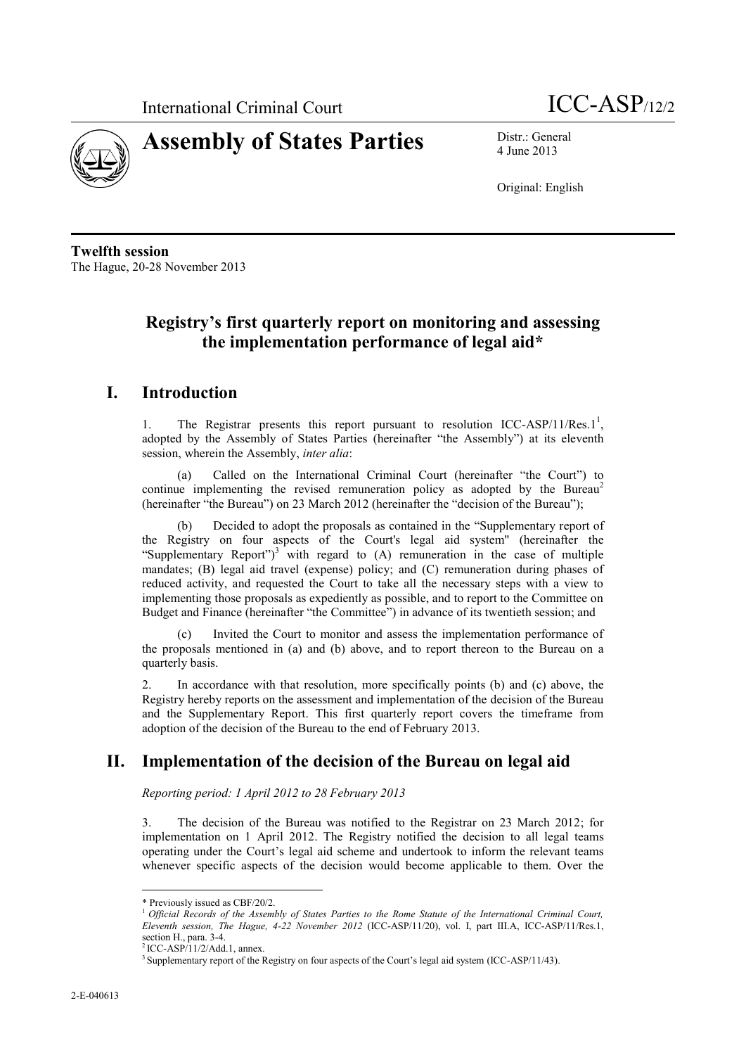International Criminal Court | ICC-ASP/12/2

# Assembly of States Parties

Distr.: General
4 June 2013

Original: English

**Twelfth session**
The Hague, 20-28 November 2013

## Registry's first quarterly report on monitoring and assessing the implementation performance of legal aid*

## I. Introduction

1. The Registrar presents this report pursuant to resolution ICC-ASP/11/Res.1[1], adopted by the Assembly of States Parties (hereinafter "the Assembly") at its eleventh session, wherein the Assembly, *inter alia*:

(a) Called on the International Criminal Court (hereinafter "the Court") to continue implementing the revised remuneration policy as adopted by the Bureau[2] (hereinafter "the Bureau") on 23 March 2012 (hereinafter the "decision of the Bureau");

(b) Decided to adopt the proposals as contained in the "Supplementary report of the Registry on four aspects of the Court's legal aid system" (hereinafter the "Supplementary Report")[3] with regard to (A) remuneration in the case of multiple mandates; (B) legal aid travel (expense) policy; and (C) remuneration during phases of reduced activity, and requested the Court to take all the necessary steps with a view to implementing those proposals as expediently as possible, and to report to the Committee on Budget and Finance (hereinafter "the Committee") in advance of its twentieth session; and

(c) Invited the Court to monitor and assess the implementation performance of the proposals mentioned in (a) and (b) above, and to report thereon to the Bureau on a quarterly basis.

2. In accordance with that resolution, more specifically points (b) and (c) above, the Registry hereby reports on the assessment and implementation of the decision of the Bureau and the Supplementary Report. This first quarterly report covers the timeframe from adoption of the decision of the Bureau to the end of February 2013.

## II. Implementation of the decision of the Bureau on legal aid

*Reporting period: 1 April 2012 to 28 February 2013*

3. The decision of the Bureau was notified to the Registrar on 23 March 2012; for implementation on 1 April 2012. The Registry notified the decision to all legal teams operating under the Court's legal aid scheme and undertook to inform the relevant teams whenever specific aspects of the decision would become applicable to them. Over the

---

\* Previously issued as CBF/20/2.

[1] *Official Records of the Assembly of States Parties to the Rome Statute of the International Criminal Court, Eleventh session, The Hague, 4-22 November 2012* (ICC-ASP/11/20), vol. I, part III.A, ICC-ASP/11/Res.1, section H., para. 3-4.

[2] ICC-ASP/11/2/Add.1, annex.

[3] Supplementary report of the Registry on four aspects of the Court's legal aid system (ICC-ASP/11/43).

2-E-040613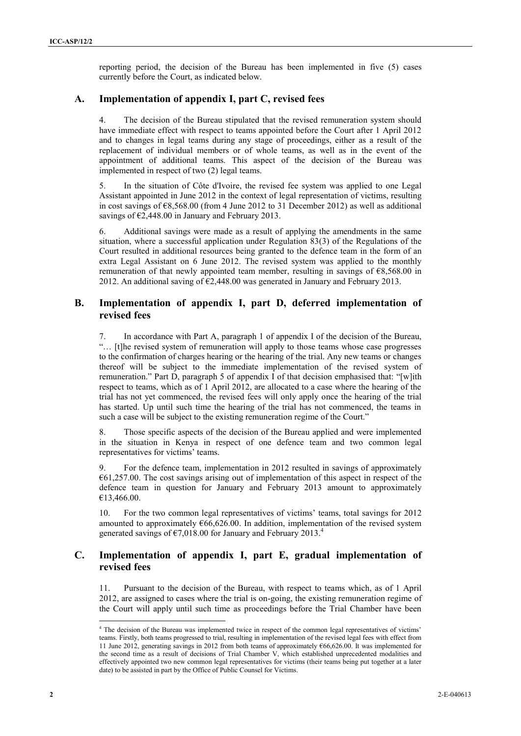reporting period, the decision of the Bureau has been implemented in five (5) cases currently before the Court, as indicated below.

## A. Implementation of appendix I, part C, revised fees

4. The decision of the Bureau stipulated that the revised remuneration system should have immediate effect with respect to teams appointed before the Court after 1 April 2012 and to changes in legal teams during any stage of proceedings, either as a result of the replacement of individual members or of whole teams, as well as in the event of the appointment of additional teams. This aspect of the decision of the Bureau was implemented in respect of two (2) legal teams.

5. In the situation of Côte d'Ivoire, the revised fee system was applied to one Legal Assistant appointed in June 2012 in the context of legal representation of victims, resulting in cost savings of €8,568.00 (from 4 June 2012 to 31 December 2012) as well as additional savings of €2,448.00 in January and February 2013.

6. Additional savings were made as a result of applying the amendments in the same situation, where a successful application under Regulation 83(3) of the Regulations of the Court resulted in additional resources being granted to the defence team in the form of an extra Legal Assistant on 6 June 2012. The revised system was applied to the monthly remuneration of that newly appointed team member, resulting in savings of €8,568.00 in 2012. An additional saving of €2,448.00 was generated in January and February 2013.

## B. Implementation of appendix I, part D, deferred implementation of revised fees

7. In accordance with Part A, paragraph 1 of appendix I of the decision of the Bureau, "… [t]he revised system of remuneration will apply to those teams whose case progresses to the confirmation of charges hearing or the hearing of the trial. Any new teams or changes thereof will be subject to the immediate implementation of the revised system of remuneration." Part D, paragraph 5 of appendix I of that decision emphasised that: "[w]ith respect to teams, which as of 1 April 2012, are allocated to a case where the hearing of the trial has not yet commenced, the revised fees will only apply once the hearing of the trial has started. Up until such time the hearing of the trial has not commenced, the teams in such a case will be subject to the existing remuneration regime of the Court."

8. Those specific aspects of the decision of the Bureau applied and were implemented in the situation in Kenya in respect of one defence team and two common legal representatives for victims' teams.

9. For the defence team, implementation in 2012 resulted in savings of approximately €61,257.00. The cost savings arising out of implementation of this aspect in respect of the defence team in question for January and February 2013 amount to approximately €13,466.00.

10. For the two common legal representatives of victims' teams, total savings for 2012 amounted to approximately €66,626.00. In addition, implementation of the revised system generated savings of €7,018.00 for January and February 2013.[4]

## C. Implementation of appendix I, part E, gradual implementation of revised fees

11. Pursuant to the decision of the Bureau, with respect to teams which, as of 1 April 2012, are assigned to cases where the trial is on-going, the existing remuneration regime of the Court will apply until such time as proceedings before the Trial Chamber have been

---

[4] The decision of the Bureau was implemented twice in respect of the common legal representatives of victims' teams. Firstly, both teams progressed to trial, resulting in implementation of the revised legal fees with effect from 11 June 2012, generating savings in 2012 from both teams of approximately €66,626.00. It was implemented for the second time as a result of decisions of Trial Chamber V, which established unprecedented modalities and effectively appointed two new common legal representatives for victims (their teams being put together at a later date) to be assisted in part by the Office of Public Counsel for Victims.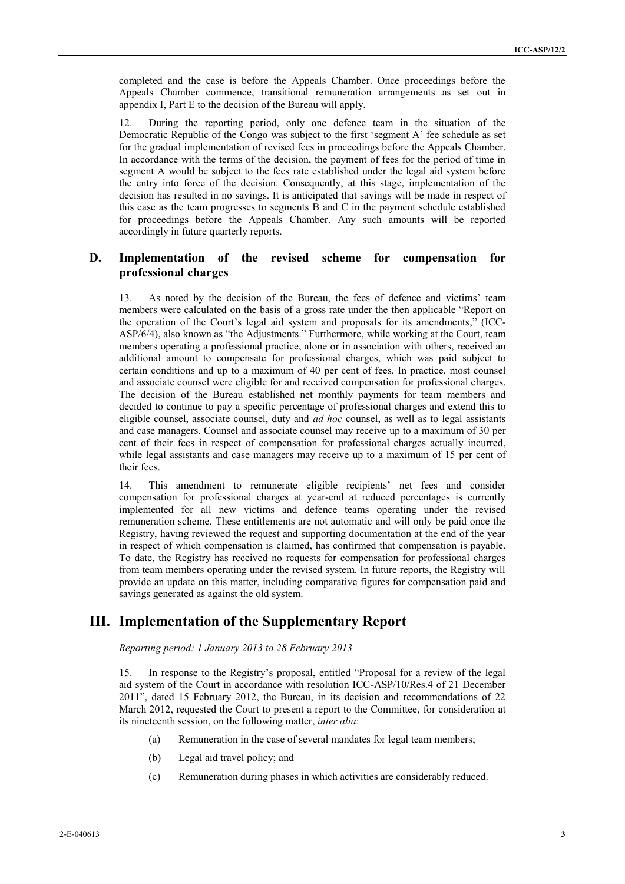completed and the case is before the Appeals Chamber. Once proceedings before the Appeals Chamber commence, transitional remuneration arrangements as set out in appendix I, Part E to the decision of the Bureau will apply.

12. During the reporting period, only one defence team in the situation of the Democratic Republic of the Congo was subject to the first 'segment A' fee schedule as set for the gradual implementation of revised fees in proceedings before the Appeals Chamber. In accordance with the terms of the decision, the payment of fees for the period of time in segment A would be subject to the fees rate established under the legal aid system before the entry into force of the decision. Consequently, at this stage, implementation of the decision has resulted in no savings. It is anticipated that savings will be made in respect of this case as the team progresses to segments B and C in the payment schedule established for proceedings before the Appeals Chamber. Any such amounts will be reported accordingly in future quarterly reports.

## D. Implementation of the revised scheme for compensation for professional charges

13. As noted by the decision of the Bureau, the fees of defence and victims' team members were calculated on the basis of a gross rate under the then applicable "Report on the operation of the Court's legal aid system and proposals for its amendments," (ICC-ASP/6/4), also known as "the Adjustments." Furthermore, while working at the Court, team members operating a professional practice, alone or in association with others, received an additional amount to compensate for professional charges, which was paid subject to certain conditions and up to a maximum of 40 per cent of fees. In practice, most counsel and associate counsel were eligible for and received compensation for professional charges. The decision of the Bureau established net monthly payments for team members and decided to continue to pay a specific percentage of professional charges and extend this to eligible counsel, associate counsel, duty and *ad hoc* counsel, as well as to legal assistants and case managers. Counsel and associate counsel may receive up to a maximum of 30 per cent of their fees in respect of compensation for professional charges actually incurred, while legal assistants and case managers may receive up to a maximum of 15 per cent of their fees.

14. This amendment to remunerate eligible recipients' net fees and consider compensation for professional charges at year-end at reduced percentages is currently implemented for all new victims and defence teams operating under the revised remuneration scheme. These entitlements are not automatic and will only be paid once the Registry, having reviewed the request and supporting documentation at the end of the year in respect of which compensation is claimed, has confirmed that compensation is payable. To date, the Registry has received no requests for compensation for professional charges from team members operating under the revised system. In future reports, the Registry will provide an update on this matter, including comparative figures for compensation paid and savings generated as against the old system.

# III. Implementation of the Supplementary Report

*Reporting period: 1 January 2013 to 28 February 2013*

15. In response to the Registry's proposal, entitled "Proposal for a review of the legal aid system of the Court in accordance with resolution ICC-ASP/10/Res.4 of 21 December 2011", dated 15 February 2012, the Bureau, in its decision and recommendations of 22 March 2012, requested the Court to present a report to the Committee, for consideration at its nineteenth session, on the following matter, *inter alia*:

(a) Remuneration in the case of several mandates for legal team members;

(b) Legal aid travel policy; and

(c) Remuneration during phases in which activities are considerably reduced.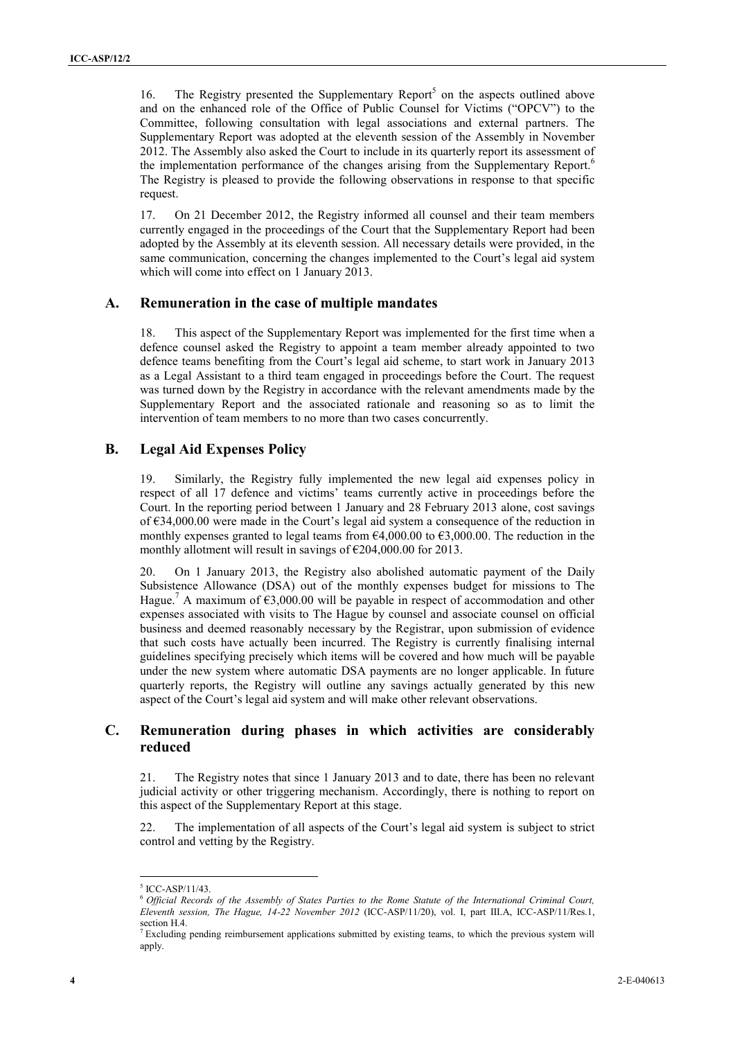16. The Registry presented the Supplementary Report[5] on the aspects outlined above and on the enhanced role of the Office of Public Counsel for Victims ("OPCV") to the Committee, following consultation with legal associations and external partners. The Supplementary Report was adopted at the eleventh session of the Assembly in November 2012. The Assembly also asked the Court to include in its quarterly report its assessment of the implementation performance of the changes arising from the Supplementary Report.[6] The Registry is pleased to provide the following observations in response to that specific request.

17. On 21 December 2012, the Registry informed all counsel and their team members currently engaged in the proceedings of the Court that the Supplementary Report had been adopted by the Assembly at its eleventh session. All necessary details were provided, in the same communication, concerning the changes implemented to the Court's legal aid system which will come into effect on 1 January 2013.

## A. Remuneration in the case of multiple mandates

18. This aspect of the Supplementary Report was implemented for the first time when a defence counsel asked the Registry to appoint a team member already appointed to two defence teams benefiting from the Court's legal aid scheme, to start work in January 2013 as a Legal Assistant to a third team engaged in proceedings before the Court. The request was turned down by the Registry in accordance with the relevant amendments made by the Supplementary Report and the associated rationale and reasoning so as to limit the intervention of team members to no more than two cases concurrently.

## B. Legal Aid Expenses Policy

19. Similarly, the Registry fully implemented the new legal aid expenses policy in respect of all 17 defence and victims' teams currently active in proceedings before the Court. In the reporting period between 1 January and 28 February 2013 alone, cost savings of €34,000.00 were made in the Court's legal aid system a consequence of the reduction in monthly expenses granted to legal teams from €4,000.00 to €3,000.00. The reduction in the monthly allotment will result in savings of €204,000.00 for 2013.

20. On 1 January 2013, the Registry also abolished automatic payment of the Daily Subsistence Allowance (DSA) out of the monthly expenses budget for missions to The Hague.[7] A maximum of €3,000.00 will be payable in respect of accommodation and other expenses associated with visits to The Hague by counsel and associate counsel on official business and deemed reasonably necessary by the Registrar, upon submission of evidence that such costs have actually been incurred. The Registry is currently finalising internal guidelines specifying precisely which items will be covered and how much will be payable under the new system where automatic DSA payments are no longer applicable. In future quarterly reports, the Registry will outline any savings actually generated by this new aspect of the Court's legal aid system and will make other relevant observations.

## C. Remuneration during phases in which activities are considerably reduced

21. The Registry notes that since 1 January 2013 and to date, there has been no relevant judicial activity or other triggering mechanism. Accordingly, there is nothing to report on this aspect of the Supplementary Report at this stage.

22. The implementation of all aspects of the Court's legal aid system is subject to strict control and vetting by the Registry.

---

[5] ICC-ASP/11/43.

[6] *Official Records of the Assembly of States Parties to the Rome Statute of the International Criminal Court, Eleventh session, The Hague, 14-22 November 2012* (ICC-ASP/11/20), vol. I, part III.A, ICC-ASP/11/Res.1, section H.4.

[7] Excluding pending reimbursement applications submitted by existing teams, to which the previous system will apply.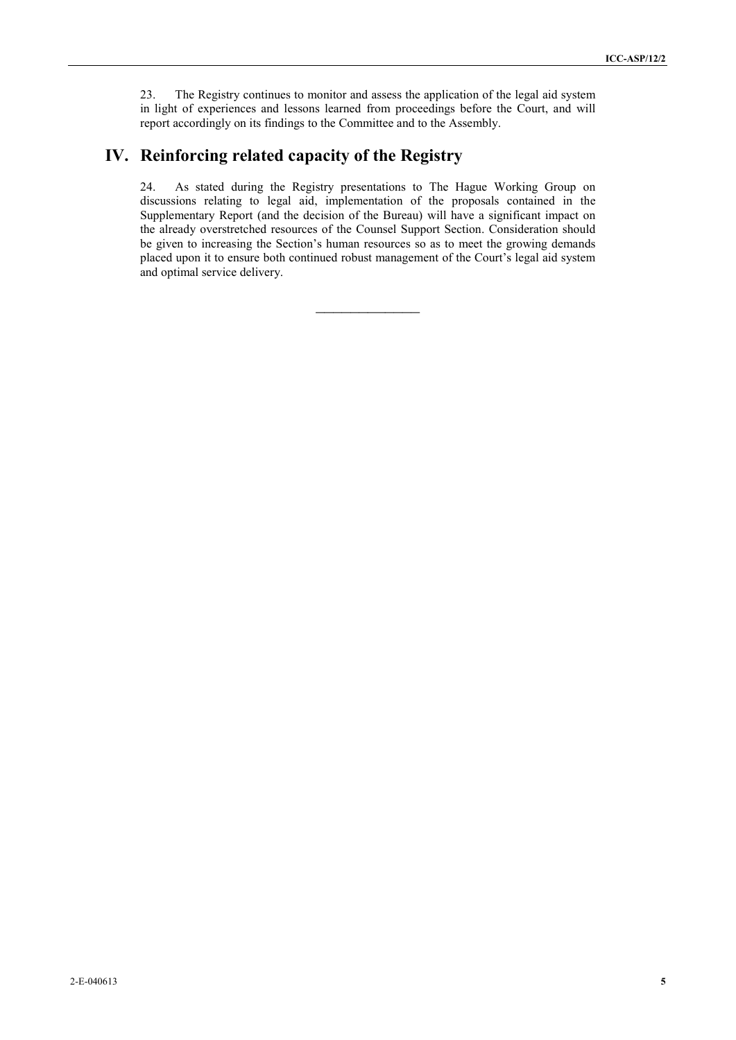23. The Registry continues to monitor and assess the application of the legal aid system in light of experiences and lessons learned from proceedings before the Court, and will report accordingly on its findings to the Committee and to the Assembly.

# IV. Reinforcing related capacity of the Registry

24. As stated during the Registry presentations to The Hague Working Group on discussions relating to legal aid, implementation of the proposals contained in the Supplementary Report (and the decision of the Bureau) will have a significant impact on the already overstretched resources of the Counsel Support Section. Consideration should be given to increasing the Section's human resources so as to meet the growing demands placed upon it to ensure both continued robust management of the Court's legal aid system and optimal service delivery.

\_\_\_\_\_\_\_\_\_\_\_\_\_\_\_\_